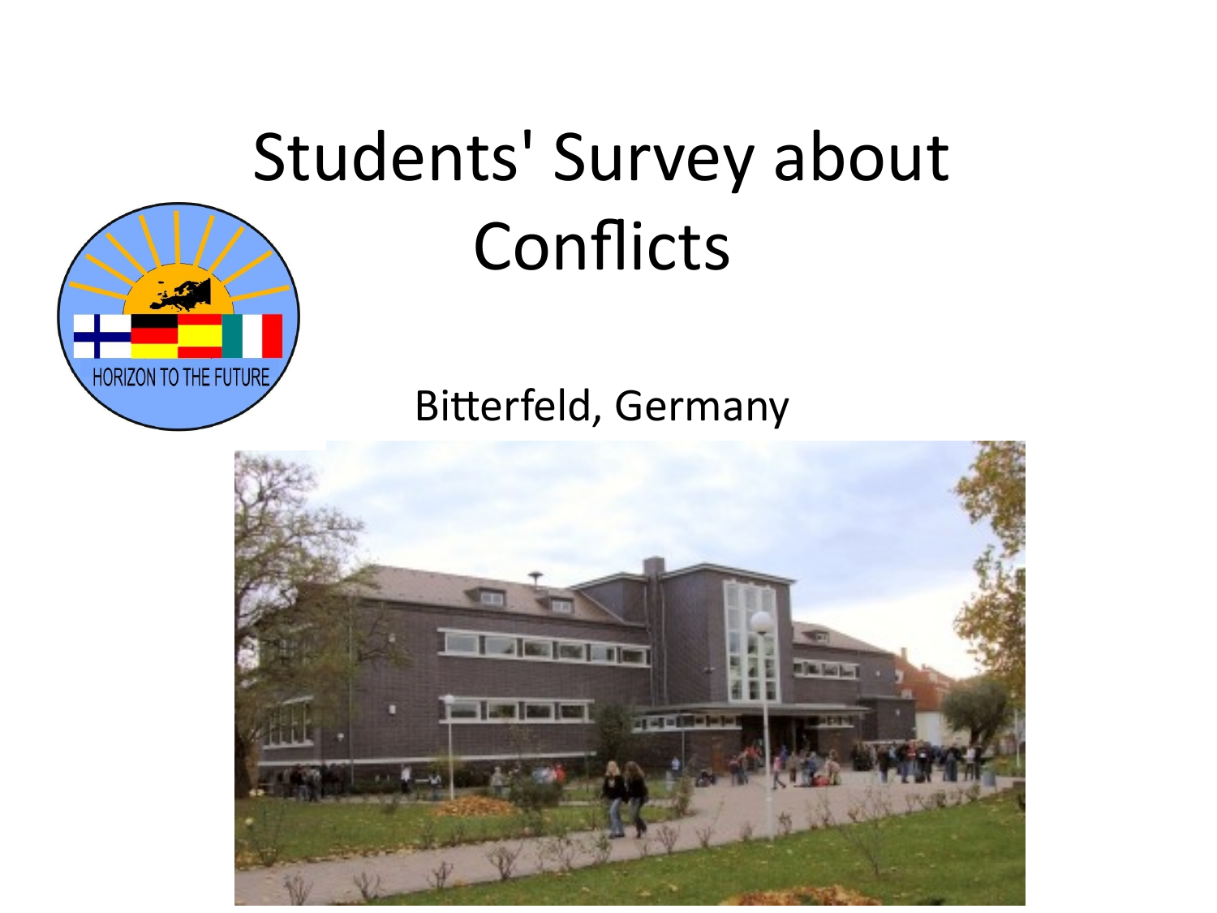# Students' Survey about Conflicts

Bitterfeld, Germany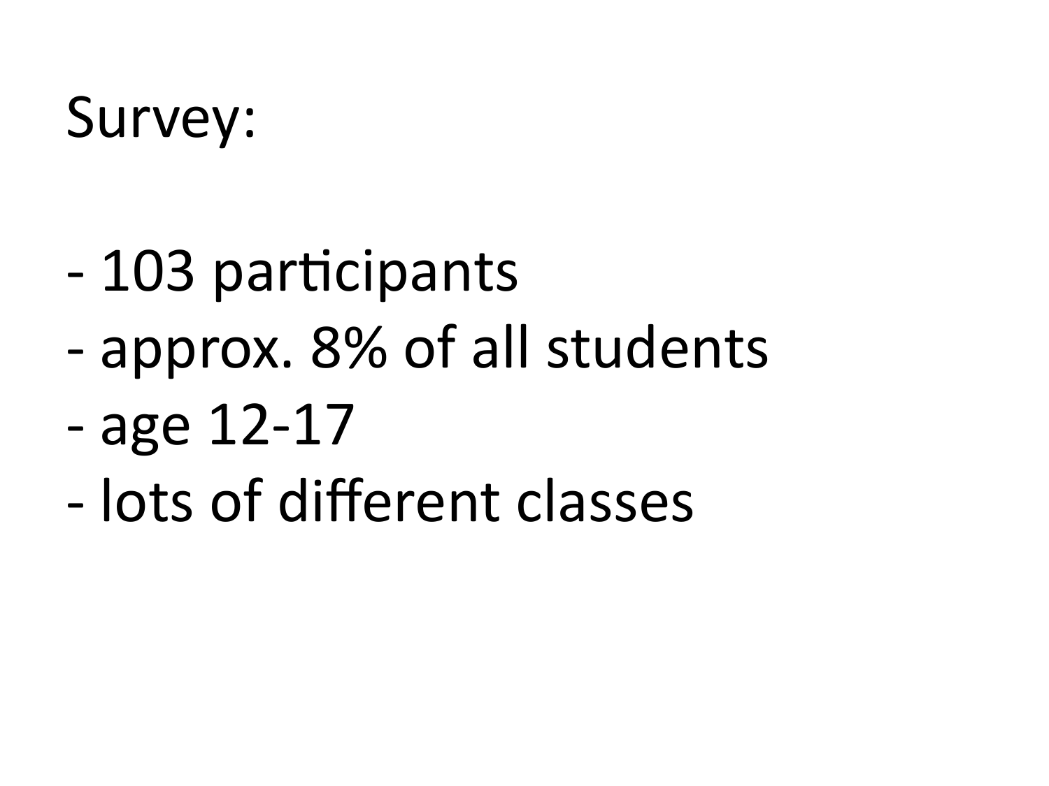# Survey:

- 103 participants
- approx. 8% of all students
- age 12-17
- lots of different classes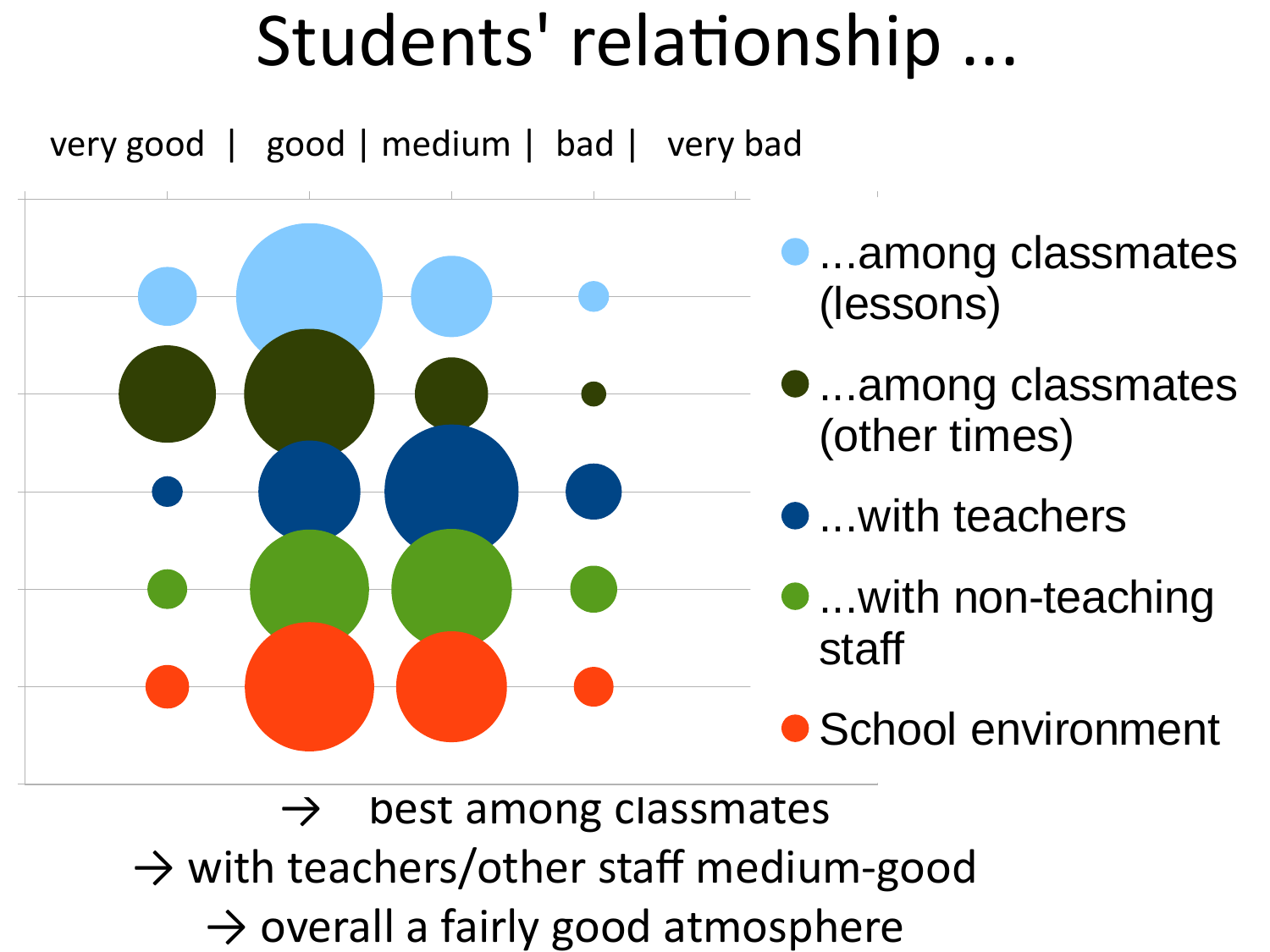# Students' relationship ...

very good | good | medium | bad | very bad

- ...among classmates (lessons)
- ...among classmates (other times)
- ...with teachers
- ...with non-teaching staff
- School environment

→ best among classmates

→ with teachers/other staff medium-good

→ overall a fairly good atmosphere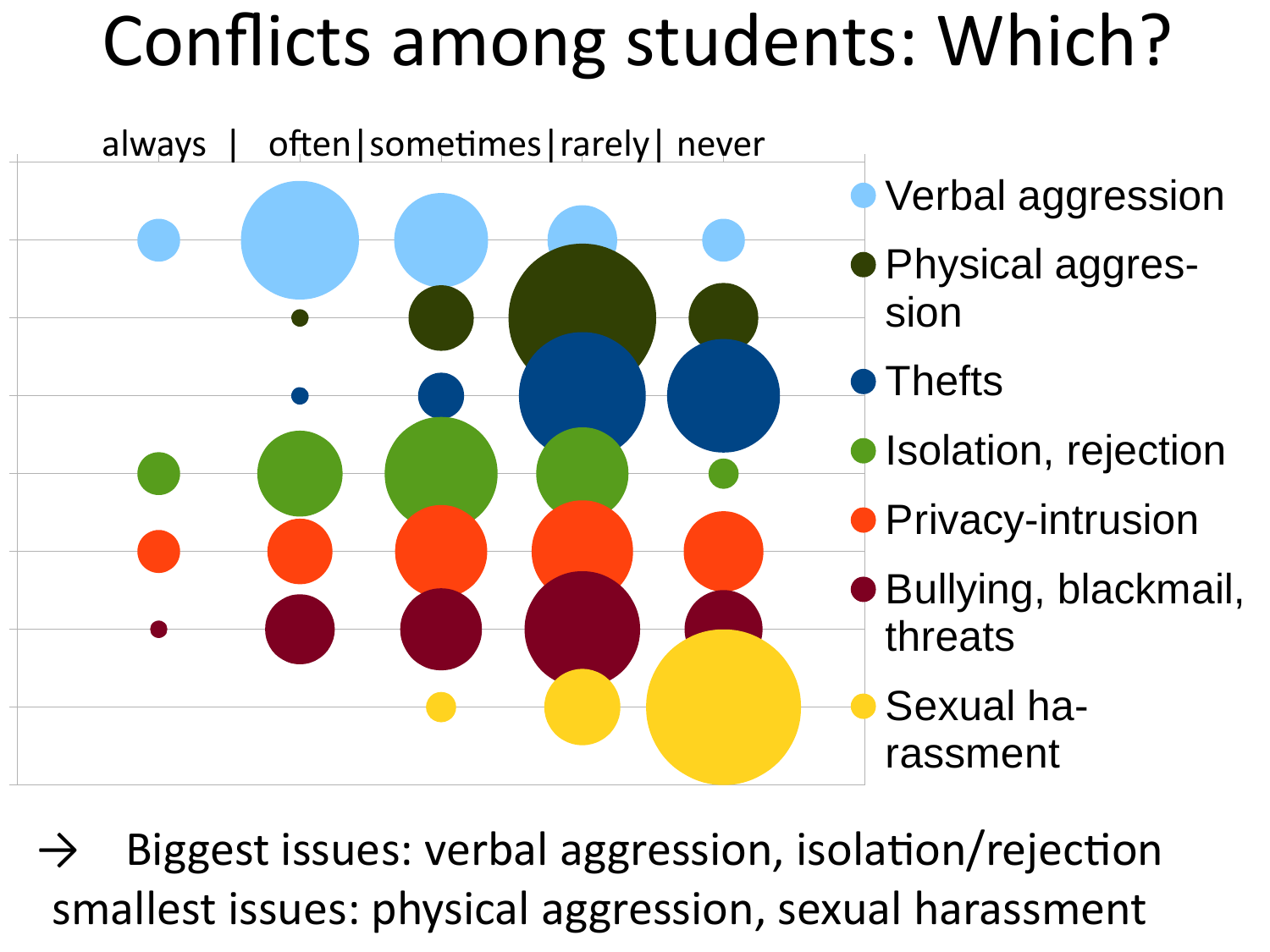# Conflicts among students: Which?

always | often | sometimes | rarely | never

- Verbal aggression
- Physical aggression
- Thefts
- Isolation, rejection
- Privacy-intrusion
- Bullying, blackmail, threats
- Sexual harassment

→ Biggest issues: verbal aggression, isolation/rejection
smallest issues: physical aggression, sexual harassment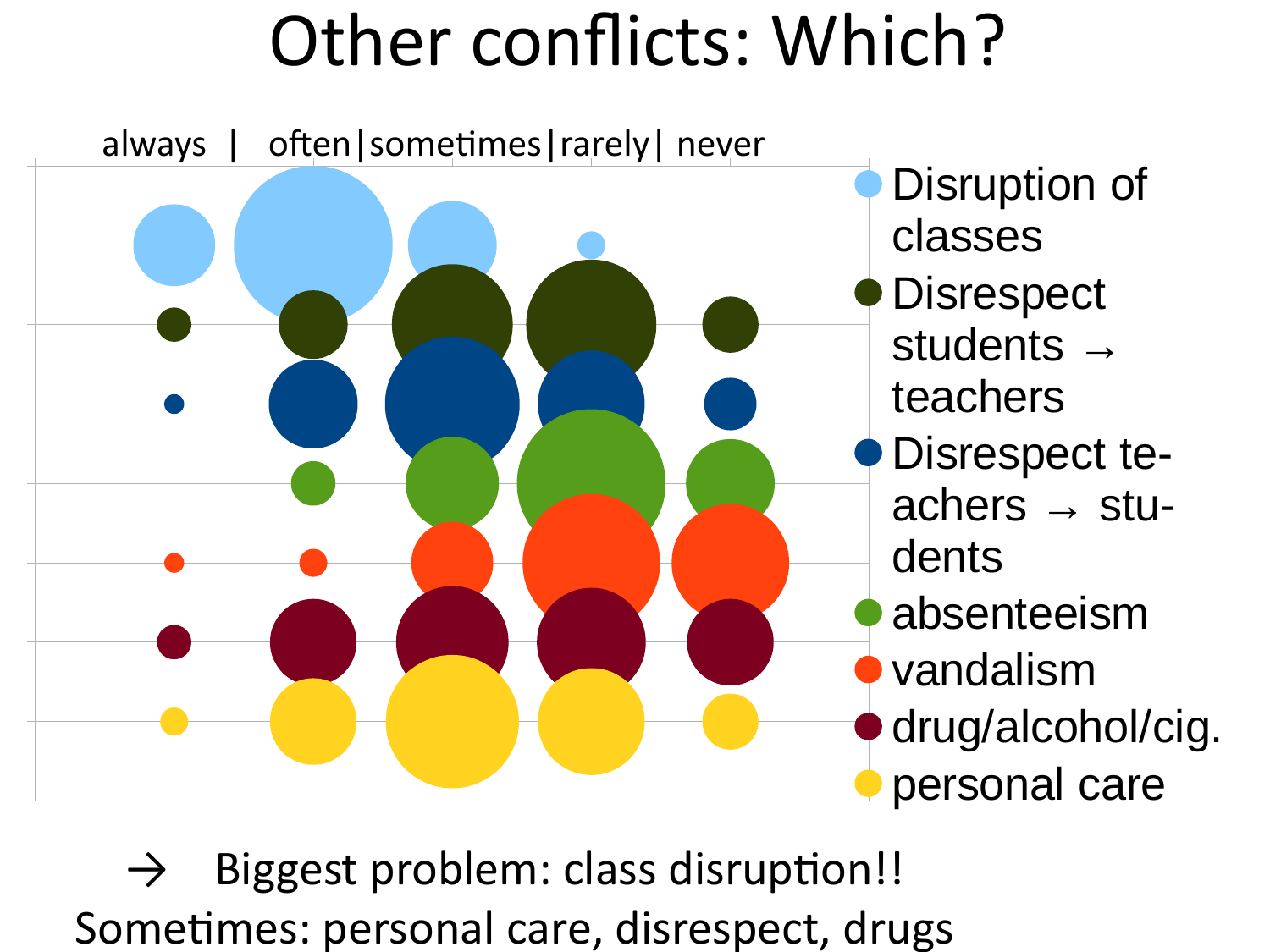# Other conflicts: Which?

always | often | sometimes | rarely | never

- Disruption of classes
- Disrespect students → teachers
- Disrespect teachers → students
- absenteeism
- vandalism
- drug/alcohol/cig.
- personal care

→ Biggest problem: class disruption!!

Sometimes: personal care, disrespect, drugs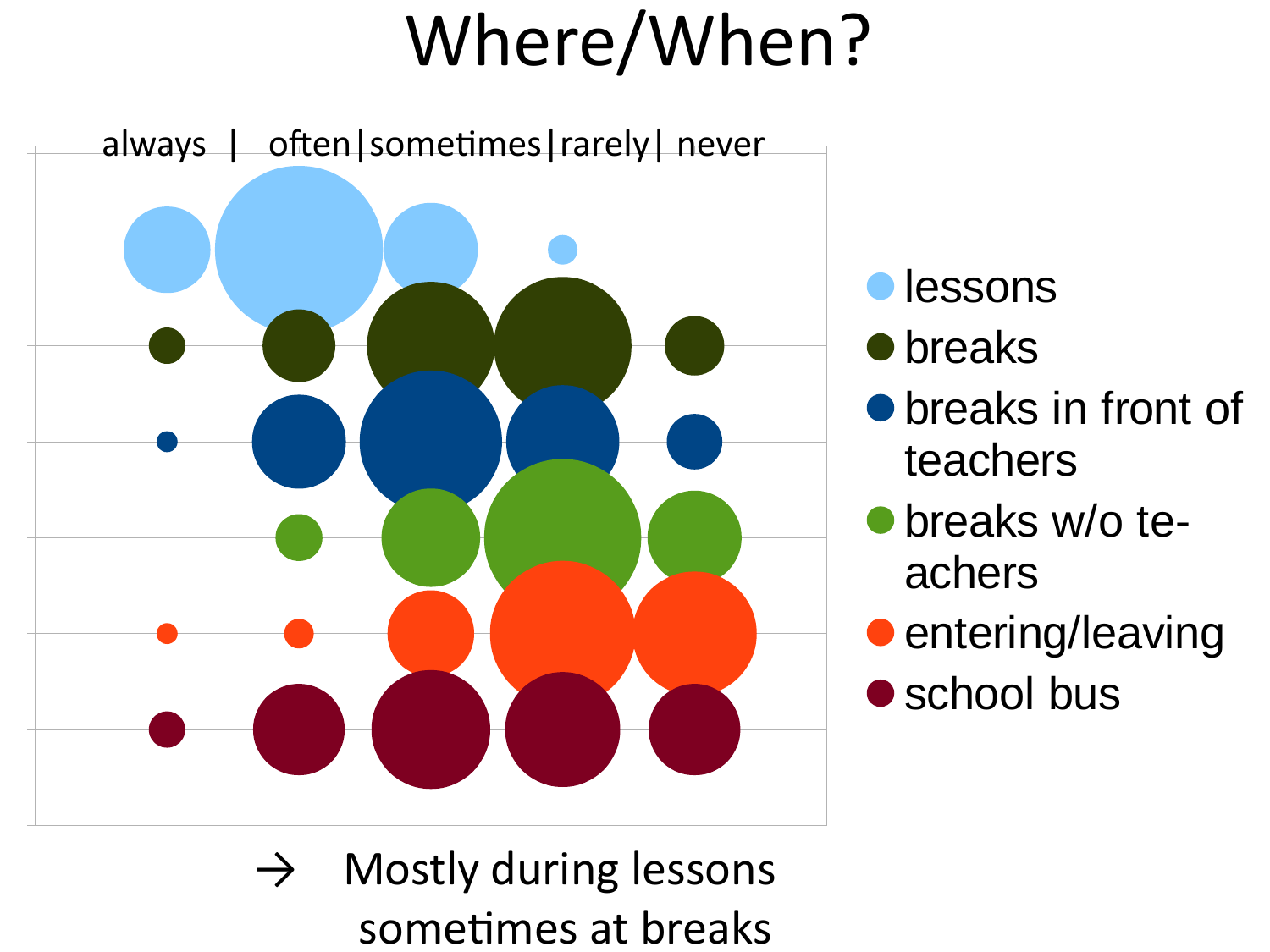# Where/When?

always | often | sometimes | rarely | never

- lessons
- breaks
- breaks in front of teachers
- breaks w/o teachers
- entering/leaving
- school bus

→ Mostly during lessons sometimes at breaks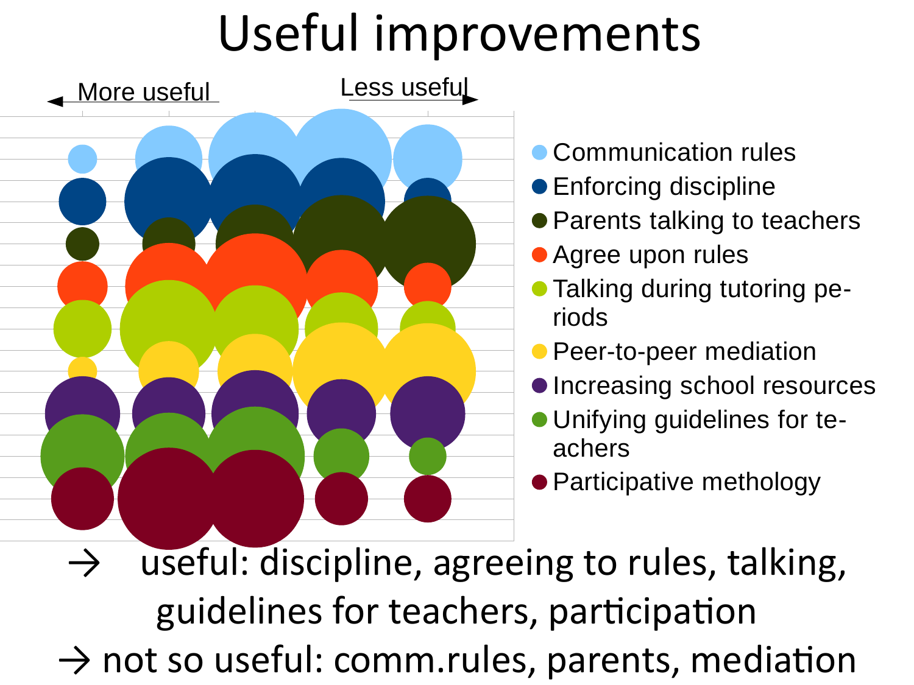# Useful improvements

More useful ← → Less useful

- Communication rules
- Enforcing discipline
- Parents talking to teachers
- Agree upon rules
- Talking during tutoring periods
- Peer-to-peer mediation
- Increasing school resources
- Unifying guidelines for teachers
- Participative methology

→ useful: discipline, agreeing to rules, talking, guidelines for teachers, participation

→ not so useful: comm.rules, parents, mediation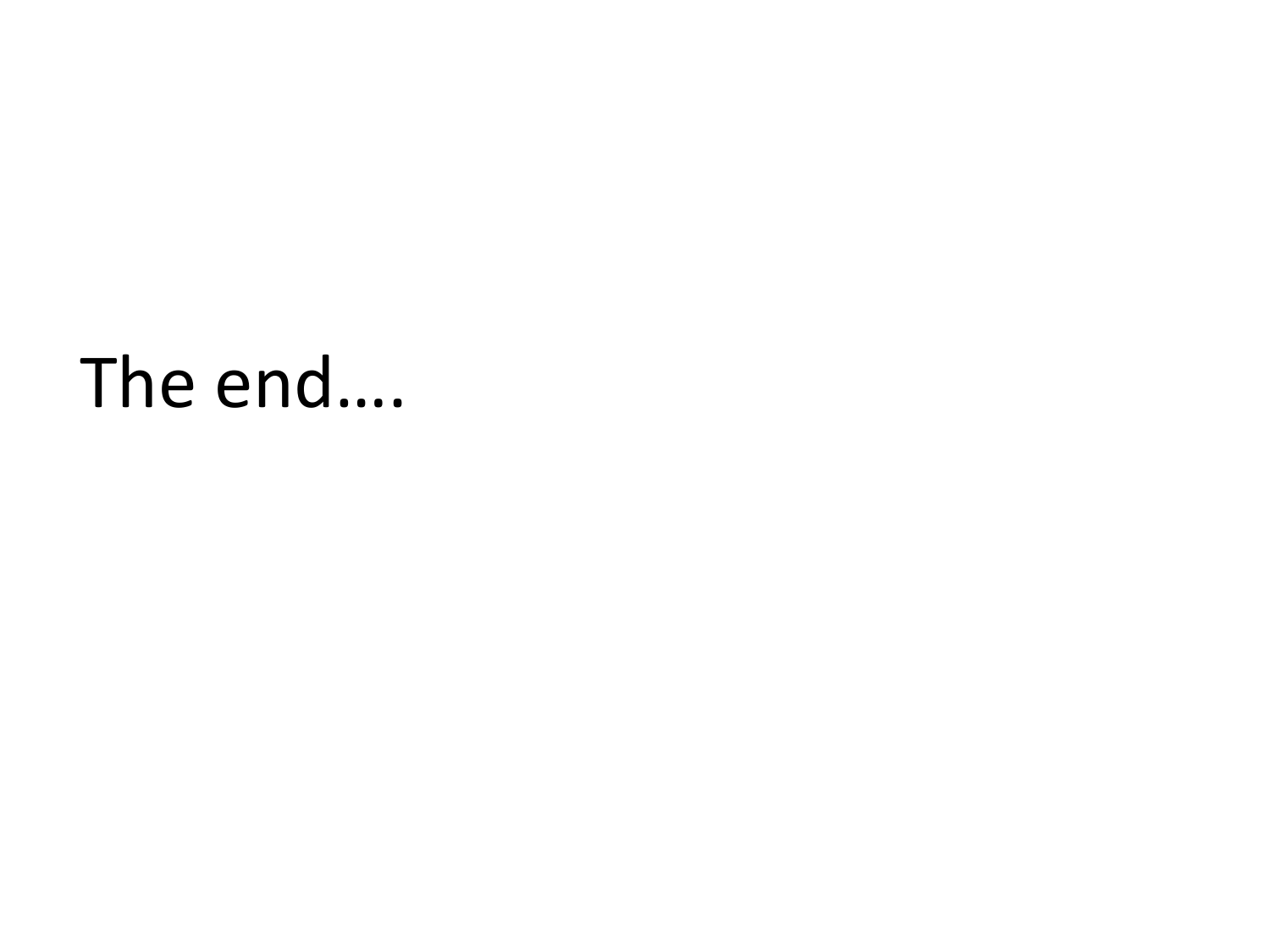The end….